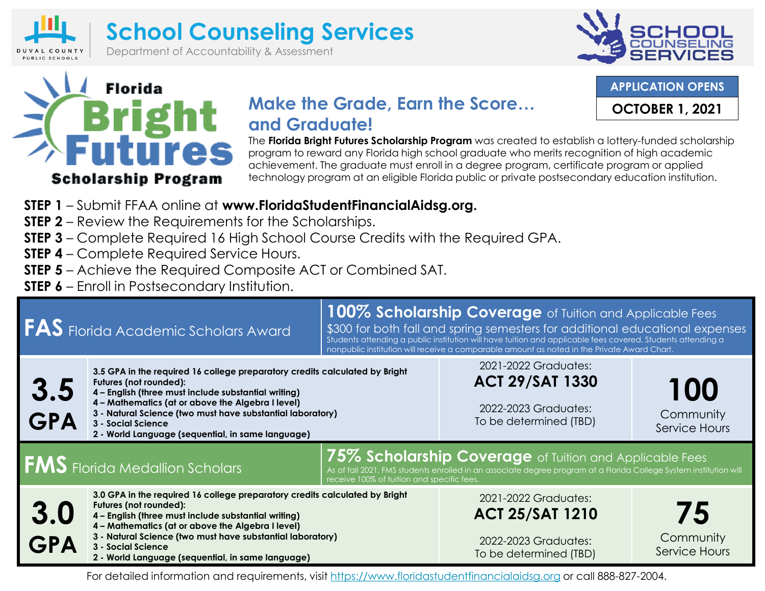# School Counseling Services

Department of Accountability & Assessment

## Florida Bright Futures Scholarship Program

**APPLICATION OPENS**

**OCTOBER 1, 2021**

## Make the Grade, Earn the Score… and Graduate!

The **Florida Bright Futures Scholarship Program** was created to establish a lottery-funded scholarship program to reward any Florida high school graduate who merits recognition of high academic achievement. The graduate must enroll in a degree program, certificate program or applied technology program at an eligible Florida public or private postsecondary education institution.

**STEP 1** – Submit FFAA online at **www.FloridaStudentFinancialAidsg.org.**
**STEP 2** – Review the Requirements for the Scholarships.
**STEP 3** – Complete Required 16 High School Course Credits with the Required GPA.
**STEP 4** – Complete Required Service Hours.
**STEP 5** – Achieve the Required Composite ACT or Combined SAT.
**STEP 6** – Enroll in Postsecondary Institution.

### FAS Florida Academic Scholars Award

**100% Scholarship Coverage** of Tuition and Applicable Fees
$300 for both fall and spring semesters for additional educational expenses
Students attending a public institution will have tuition and applicable fees covered. Students attending a nonpublic institution will receive a comparable amount as noted in the Private Award Chart.

| GPA | Course Requirements | Test Scores | Service Hours |
|---|---|---|---|
| **3.5 GPA** | **3.5 GPA in the required 16 college preparatory credits calculated by Bright Futures (not rounded):**<br>**4 – English (three must include substantial writing)**<br>**4 – Mathematics (at or above the Algebra I level)**<br>**3 - Natural Science (two must have substantial laboratory)**<br>**3 - Social Science**<br>**2 - World Language (sequential, in same language)** | 2021-2022 Graduates:<br>**ACT 29/SAT 1330**<br>2022-2023 Graduates:<br>To be determined (TBD) | **100** Community Service Hours |

### FMS Florida Medallion Scholars

**75% Scholarship Coverage** of Tuition and Applicable Fees
As of fall 2021, FMS students enrolled in an associate degree program at a Florida College System institution will receive 100% of tuition and specific fees.

| GPA | Course Requirements | Test Scores | Service Hours |
|---|---|---|---|
| **3.0 GPA** | **3.0 GPA in the required 16 college preparatory credits calculated by Bright Futures (not rounded):**<br>**4 – English (three must include substantial writing)**<br>**4 – Mathematics (at or above the Algebra I level)**<br>**3 - Natural Science (two must have substantial laboratory)**<br>**3 - Social Science**<br>**2 - World Language (sequential, in same language)** | 2021-2022 Graduates:<br>**ACT 25/SAT 1210**<br>2022-2023 Graduates:<br>To be determined (TBD) | **75** Community Service Hours |

For detailed information and requirements, visit https://www.floridastudentfinancialaidsg.org or call 888-827-2004.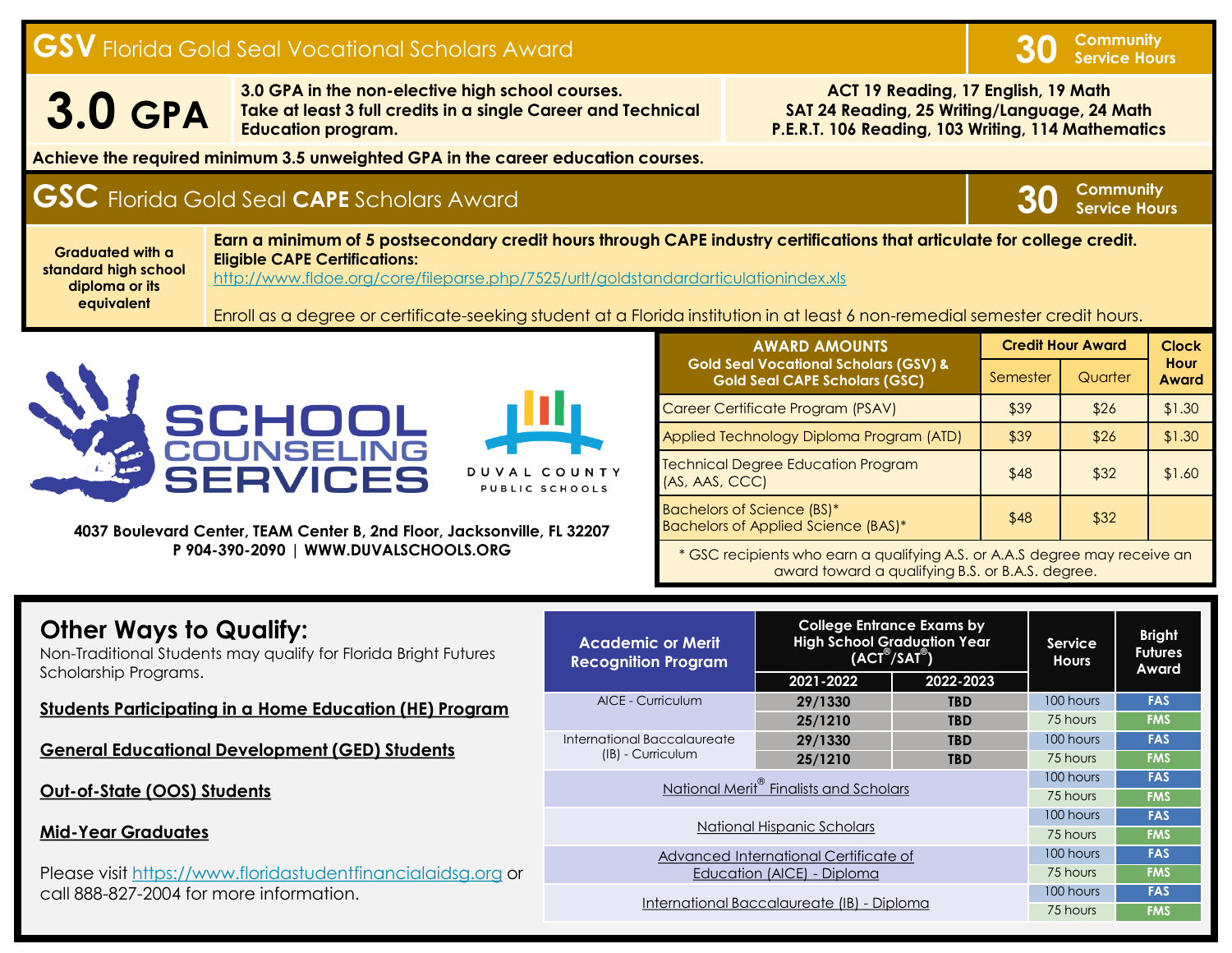## GSV Florida Gold Seal Vocational Scholars Award

**30 Community Service Hours**

**3.0 GPA**

**3.0 GPA in the non-elective high school courses. Take at least 3 full credits in a single Career and Technical Education program.**

**ACT 19 Reading, 17 English, 19 Math**
**SAT 24 Reading, 25 Writing/Language, 24 Math**
**P.E.R.T. 106 Reading, 103 Writing, 114 Mathematics**

**Achieve the required minimum 3.5 unweighted GPA in the career education courses.**

## GSC Florida Gold Seal CAPE Scholars Award

**30 Community Service Hours**

**Graduated with a standard high school diploma or its equivalent**

**Earn a minimum of 5 postsecondary credit hours through CAPE industry certifications that articulate for college credit.**
**Eligible CAPE Certifications:**
http://www.fldoe.org/core/fileparse.php/7525/urlt/goldstandardarticulationindex.xls

Enroll as a degree or certificate-seeking student at a Florida institution in at least 6 non-remedial semester credit hours.

| AWARD AMOUNTS Gold Seal Vocational Scholars (GSV) & Gold Seal CAPE Scholars (GSC) | Credit Hour Award | | Clock Hour Award |
|---|---|---|---|
| | Semester | Quarter | |
| Career Certificate Program (PSAV) | $39 | $26 | $1.30 |
| Applied Technology Diploma Program (ATD) | $39 | $26 | $1.30 |
| Technical Degree Education Program (AS, AAS, CCC) | $48 | $32 | $1.60 |
| Bachelors of Science (BS)* Bachelors of Applied Science (BAS)* | $48 | $32 | |

\* GSC recipients who earn a qualifying A.S. or A.A.S degree may receive an award toward a qualifying B.S. or B.A.S. degree.

**SCHOOL COUNSELING SERVICES**

DUVAL COUNTY PUBLIC SCHOOLS

**4037 Boulevard Center, TEAM Center B, 2nd Floor, Jacksonville, FL 32207**
**P 904-390-2090 | WWW.DUVALSCHOOLS.ORG**

## Other Ways to Qualify:

Non-Traditional Students may qualify for Florida Bright Futures Scholarship Programs.

**Students Participating in a Home Education (HE) Program**

**General Educational Development (GED) Students**

**Out-of-State (OOS) Students**

**Mid-Year Graduates**

Please visit https://www.floridastudentfinancialaidsg.org or call 888-827-2004 for more information.

| Academic or Merit Recognition Program | College Entrance Exams by High School Graduation Year (ACT®/SAT®) 2021-2022 | 2022-2023 | Service Hours | Bright Futures Award |
|---|---|---|---|---|
| AICE - Curriculum | 29/1330 | TBD | 100 hours | FAS |
| | 25/1210 | TBD | 75 hours | FMS |
| International Baccalaureate (IB) - Curriculum | 29/1330 | TBD | 100 hours | FAS |
| | 25/1210 | TBD | 75 hours | FMS |
| National Merit® Finalists and Scholars | | | 100 hours | FAS |
| | | | 75 hours | FMS |
| National Hispanic Scholars | | | 100 hours | FAS |
| | | | 75 hours | FMS |
| Advanced International Certificate of Education (AICE) - Diploma | | | 100 hours | FAS |
| | | | 75 hours | FMS |
| International Baccalaureate (IB) - Diploma | | | 100 hours | FAS |
| | | | 75 hours | FMS |